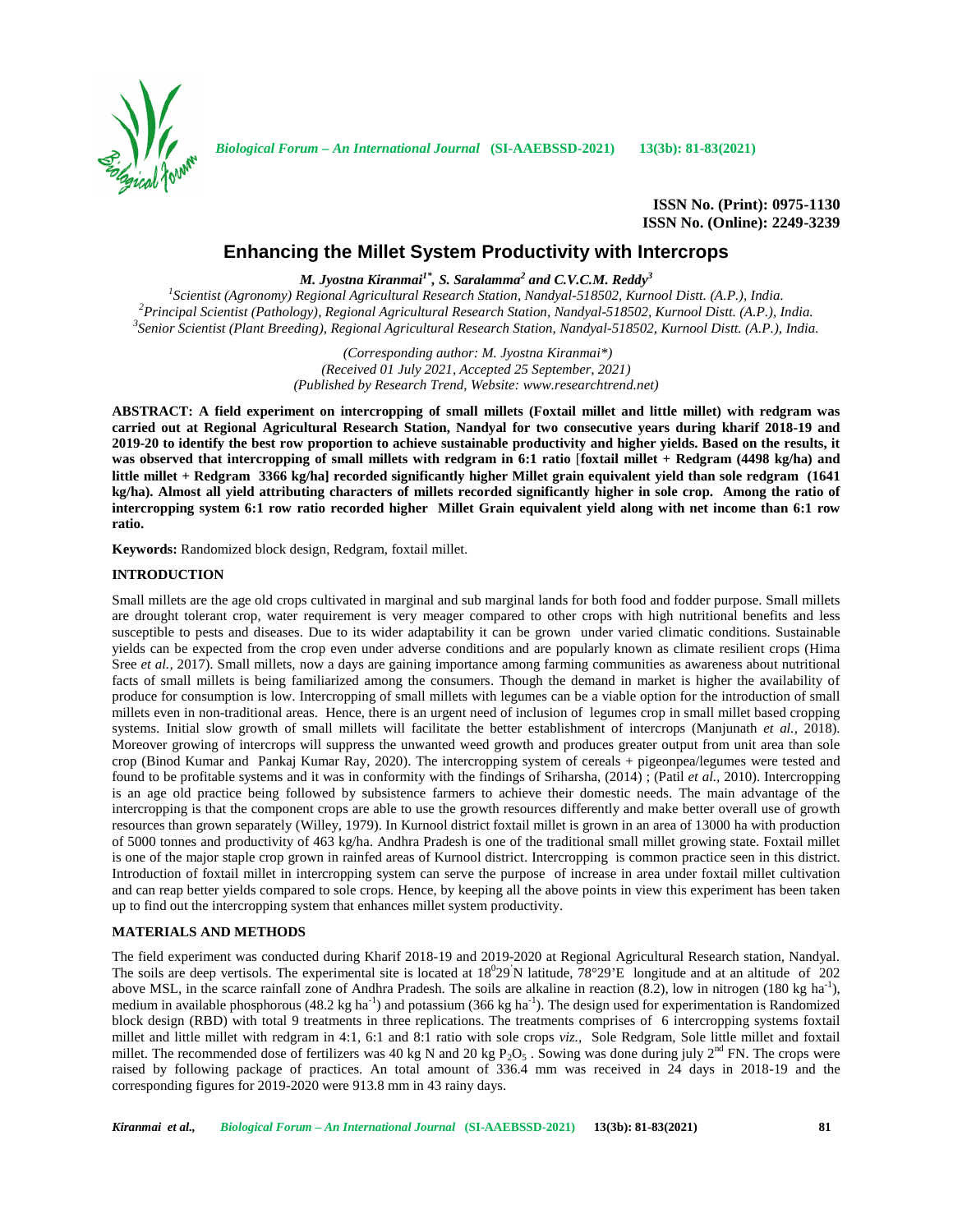ISSN No. (Print): 0975-1130
ISSN No. (Online): 2249-3239

# Enhancing the Millet System Productivity with Intercrops

***M. Jyostna Kiranmai[1*], S. Saralamma[2] and C.V.C.M. Reddy[3]***

*[1]Scientist (Agronomy) Regional Agricultural Research Station, Nandyal-518502, Kurnool Distt. (A.P.), India.*
*[2]Principal Scientist (Pathology), Regional Agricultural Research Station, Nandyal-518502, Kurnool Distt. (A.P.), India.*
*[3]Senior Scientist (Plant Breeding), Regional Agricultural Research Station, Nandyal-518502, Kurnool Distt. (A.P.), India.*

*(Corresponding author: M. Jyostna Kiranmai\*)*
*(Received 01 July 2021, Accepted 25 September, 2021)*
*(Published by Research Trend, Website: www.researchtrend.net)*

**ABSTRACT: A field experiment on intercropping of small millets (Foxtail millet and little millet) with redgram was carried out at Regional Agricultural Research Station, Nandyal for two consecutive years during kharif 2018-19 and 2019-20 to identify the best row proportion to achieve sustainable productivity and higher yields. Based on the results, it was observed that intercropping of small millets with redgram in 6:1 ratio [foxtail millet + Redgram (4498 kg/ha) and little millet + Redgram 3366 kg/ha] recorded significantly higher Millet grain equivalent yield than sole redgram (1641 kg/ha). Almost all yield attributing characters of millets recorded significantly higher in sole crop. Among the ratio of intercropping system 6:1 row ratio recorded higher Millet Grain equivalent yield along with net income than 6:1 row ratio.**

**Keywords:** Randomized block design, Redgram, foxtail millet.

## INTRODUCTION

Small millets are the age old crops cultivated in marginal and sub marginal lands for both food and fodder purpose. Small millets are drought tolerant crop, water requirement is very meager compared to other crops with high nutritional benefits and less susceptible to pests and diseases. Due to its wider adaptability it can be grown under varied climatic conditions. Sustainable yields can be expected from the crop even under adverse conditions and are popularly known as climate resilient crops (Hima Sree *et al.,* 2017). Small millets, now a days are gaining importance among farming communities as awareness about nutritional facts of small millets is being familiarized among the consumers. Though the demand in market is higher the availability of produce for consumption is low. Intercropping of small millets with legumes can be a viable option for the introduction of small millets even in non-traditional areas. Hence, there is an urgent need of inclusion of legumes crop in small millet based cropping systems. Initial slow growth of small millets will facilitate the better establishment of intercrops (Manjunath *et al.,* 2018). Moreover growing of intercrops will suppress the unwanted weed growth and produces greater output from unit area than sole crop (Binod Kumar and Pankaj Kumar Ray, 2020). The intercropping system of cereals + pigeonpea/legumes were tested and found to be profitable systems and it was in conformity with the findings of Sriharsha, (2014) ; (Patil *et al.,* 2010). Intercropping is an age old practice being followed by subsistence farmers to achieve their domestic needs. The main advantage of the intercropping is that the component crops are able to use the growth resources differently and make better overall use of growth resources than grown separately (Willey, 1979). In Kurnool district foxtail millet is grown in an area of 13000 ha with production of 5000 tonnes and productivity of 463 kg/ha. Andhra Pradesh is one of the traditional small millet growing state. Foxtail millet is one of the major staple crop grown in rainfed areas of Kurnool district. Intercropping is common practice seen in this district. Introduction of foxtail millet in intercropping system can serve the purpose of increase in area under foxtail millet cultivation and can reap better yields compared to sole crops. Hence, by keeping all the above points in view this experiment has been taken up to find out the intercropping system that enhances millet system productivity.

## MATERIALS AND METHODS

The field experiment was conducted during Kharif 2018-19 and 2019-2020 at Regional Agricultural Research station, Nandyal. The soils are deep vertisols. The experimental site is located at $18^0 29'$N latitude, 78°29'E longitude and at an altitude of 202 above MSL, in the scarce rainfall zone of Andhra Pradesh. The soils are alkaline in reaction (8.2), low in nitrogen (180 kg $ha^{-1}$), medium in available phosphorous (48.2 kg $ha^{-1}$) and potassium (366 kg $ha^{-1}$). The design used for experimentation is Randomized block design (RBD) with total 9 treatments in three replications. The treatments comprises of 6 intercropping systems foxtail millet and little millet with redgram in 4:1, 6:1 and 8:1 ratio with sole crops *viz.,* Sole Redgram, Sole little millet and foxtail millet. The recommended dose of fertilizers was 40 kg N and 20 kg $P_2O_5$ . Sowing was done during july 2[nd] FN. The crops were raised by following package of practices. An total amount of 336.4 mm was received in 24 days in 2018-19 and the corresponding figures for 2019-2020 were 913.8 mm in 43 rainy days.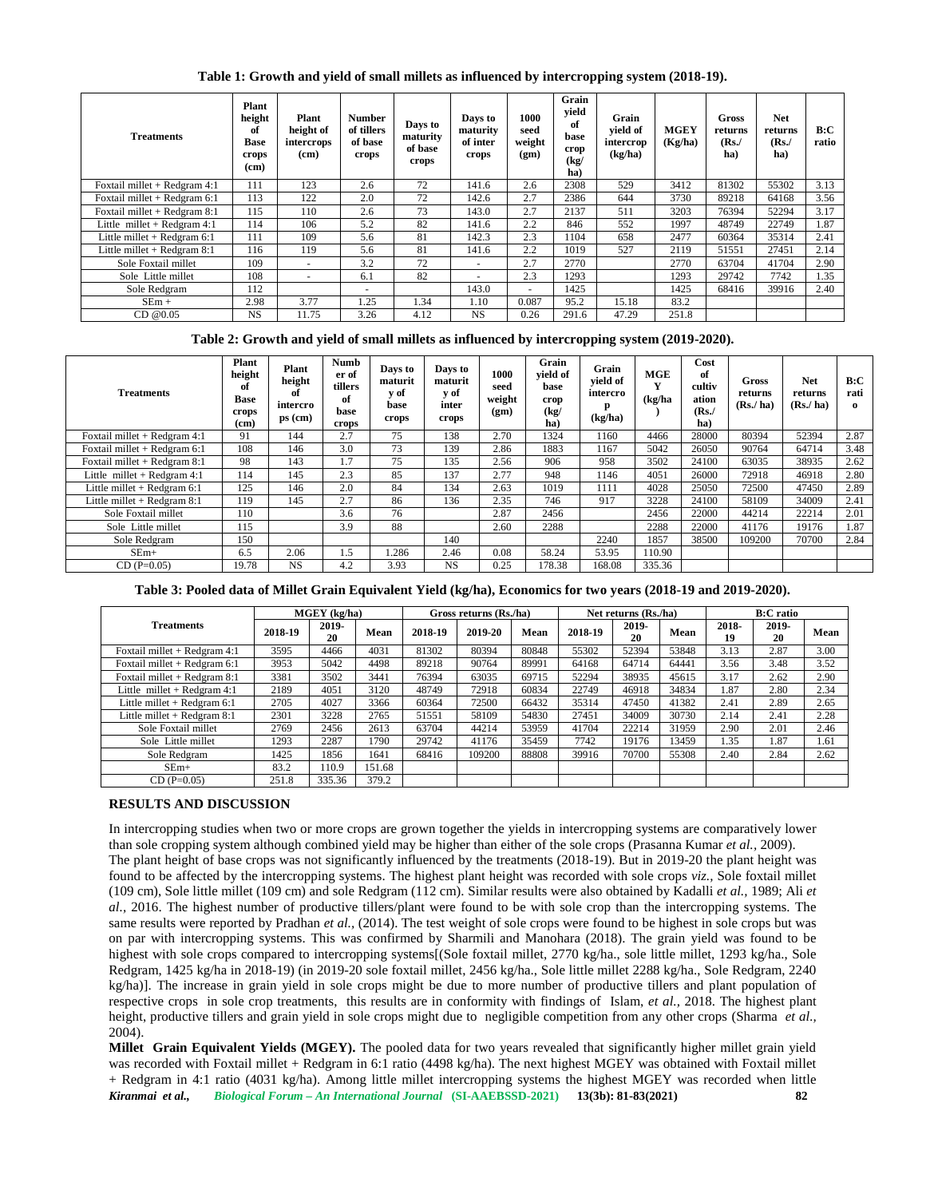**Table 1: Growth and yield of small millets as influenced by intercropping system (2018-19).**

| Treatments | Plant height of Base crops (cm) | Plant height of intercrops (cm) | Number of tillers of base crops | Days to maturity of base crops | Days to maturity of inter crops | 1000 seed weight (gm) | Grain yield of base crop (kg/ ha) | Grain yield of intercrop (kg/ha) | MGEY (Kg/ha) | Gross returns (Rs./ ha) | Net returns (Rs./ ha) | B:C ratio |
|---|---|---|---|---|---|---|---|---|---|---|---|---|
| Foxtail millet + Redgram 4:1 | 111 | 123 | 2.6 | 72 | 141.6 | 2.6 | 2308 | 529 | 3412 | 81302 | 55302 | 3.13 |
| Foxtail millet + Redgram 6:1 | 113 | 122 | 2.0 | 72 | 142.6 | 2.7 | 2386 | 644 | 3730 | 89218 | 64168 | 3.56 |
| Foxtail millet + Redgram 8:1 | 115 | 110 | 2.6 | 73 | 143.0 | 2.7 | 2137 | 511 | 3203 | 76394 | 52294 | 3.17 |
| Little millet + Redgram 4:1 | 114 | 106 | 5.2 | 82 | 141.6 | 2.2 | 846 | 552 | 1997 | 48749 | 22749 | 1.87 |
| Little millet + Redgram 6:1 | 111 | 109 | 5.6 | 81 | 142.3 | 2.3 | 1104 | 658 | 2477 | 60364 | 35314 | 2.41 |
| Little millet + Redgram 8:1 | 116 | 119 | 5.6 | 81 | 141.6 | 2.2 | 1019 | 527 | 2119 | 51551 | 27451 | 2.14 |
| Sole Foxtail millet | 109 | - | 3.2 | 72 | - | 2.7 | 2770 | | 2770 | 63704 | 41704 | 2.90 |
| Sole Little millet | 108 | - | 6.1 | 82 | - | 2.3 | 1293 | | 1293 | 29742 | 7742 | 1.35 |
| Sole Redgram | 112 | | - | | 143.0 | - | 1425 | | 1425 | 68416 | 39916 | 2.40 |
| SEm + | 2.98 | 3.77 | 1.25 | 1.34 | 1.10 | 0.087 | 95.2 | 15.18 | 83.2 | | | |
| CD @0.05 | NS | 11.75 | 3.26 | 4.12 | NS | 0.26 | 291.6 | 47.29 | 251.8 | | | |

**Table 2: Growth and yield of small millets as influenced by intercropping system (2019-2020).**

| Treatments | Plant height of Base crops (cm) | Plant height of intercrops (cm) | Number of tillers of base crops | Days to maturity of base crops | Days to maturity of inter crops | 1000 seed weight (gm) | Grain yield of base crop (kg/ ha) | Grain yield of intercrop (kg/ha) | MGEY (kg/ha) | Cost of cultivation (Rs./ ha) | Gross returns (Rs./ ha) | Net returns (Rs./ ha) | B:C ratio |
|---|---|---|---|---|---|---|---|---|---|---|---|---|---|
| Foxtail millet + Redgram 4:1 | 91 | 144 | 2.7 | 75 | 138 | 2.70 | 1324 | 1160 | 4466 | 28000 | 80394 | 52394 | 2.87 |
| Foxtail millet + Redgram 6:1 | 108 | 146 | 3.0 | 73 | 139 | 2.86 | 1883 | 1167 | 5042 | 26050 | 90764 | 64714 | 3.48 |
| Foxtail millet + Redgram 8:1 | 98 | 143 | 1.7 | 75 | 135 | 2.56 | 906 | 958 | 3502 | 24100 | 63035 | 38935 | 2.62 |
| Little millet + Redgram 4:1 | 114 | 145 | 2.3 | 85 | 137 | 2.77 | 948 | 1146 | 4051 | 26000 | 72918 | 46918 | 2.80 |
| Little millet + Redgram 6:1 | 125 | 146 | 2.0 | 84 | 134 | 2.63 | 1019 | 1111 | 4028 | 25050 | 72500 | 47450 | 2.89 |
| Little millet + Redgram 8:1 | 119 | 145 | 2.7 | 86 | 136 | 2.35 | 746 | 917 | 3228 | 24100 | 58109 | 34009 | 2.41 |
| Sole Foxtail millet | 110 | | 3.6 | 76 | | 2.87 | 2456 | | 2456 | 22000 | 44214 | 22214 | 2.01 |
| Sole Little millet | 115 | | 3.9 | 88 | | 2.60 | 2288 | | 2288 | 22000 | 41176 | 19176 | 1.87 |
| Sole Redgram | 150 | | | | 140 | | | 2240 | 1857 | 38500 | 109200 | 70700 | 2.84 |
| SEm+ | 6.5 | 2.06 | 1.5 | 1.286 | 2.46 | 0.08 | 58.24 | 53.95 | 110.90 | | | | |
| CD (P=0.05) | 19.78 | NS | 4.2 | 3.93 | NS | 0.25 | 178.38 | 168.08 | 335.36 | | | | |

**Table 3: Pooled data of Millet Grain Equivalent Yield (kg/ha), Economics for two years (2018-19 and 2019-2020).**

| Treatments | MGEY (kg/ha) | | | Gross returns (Rs./ha) | | | Net returns (Rs./ha) | | | B:C ratio | | |
|---|---|---|---|---|---|---|---|---|---|---|---|---|
| | 2018-19 | 2019-20 | Mean | 2018-19 | 2019-20 | Mean | 2018-19 | 2019-20 | Mean | 2018-19 | 2019-20 | Mean |
| Foxtail millet + Redgram 4:1 | 3595 | 4466 | 4031 | 81302 | 80394 | 80848 | 55302 | 52394 | 53848 | 3.13 | 2.87 | 3.00 |
| Foxtail millet + Redgram 6:1 | 3953 | 5042 | 4498 | 89218 | 90764 | 89991 | 64168 | 64714 | 64441 | 3.56 | 3.48 | 3.52 |
| Foxtail millet + Redgram 8:1 | 3381 | 3502 | 3441 | 76394 | 63035 | 69715 | 52294 | 38935 | 45615 | 3.17 | 2.62 | 2.90 |
| Little millet + Redgram 4:1 | 2189 | 4051 | 3120 | 48749 | 72918 | 60834 | 22749 | 46918 | 34834 | 1.87 | 2.80 | 2.34 |
| Little millet + Redgram 6:1 | 2705 | 4027 | 3366 | 60364 | 72500 | 66432 | 35314 | 47450 | 41382 | 2.41 | 2.89 | 2.65 |
| Little millet + Redgram 8:1 | 2301 | 3228 | 2765 | 51551 | 58109 | 54830 | 27451 | 34009 | 30730 | 2.14 | 2.41 | 2.28 |
| Sole Foxtail millet | 2769 | 2456 | 2613 | 63704 | 44214 | 53959 | 41704 | 22214 | 31959 | 2.90 | 2.01 | 2.46 |
| Sole Little millet | 1293 | 2287 | 1790 | 29742 | 41176 | 35459 | 7742 | 19176 | 13459 | 1.35 | 1.87 | 1.61 |
| Sole Redgram | 1425 | 1856 | 1641 | 68416 | 109200 | 88808 | 39916 | 70700 | 55308 | 2.40 | 2.84 | 2.62 |
| SEm+ | 83.2 | 110.9 | 151.68 | | | | | | | | | |
| CD (P=0.05) | 251.8 | 335.36 | 379.2 | | | | | | | | | |

## RESULTS AND DISCUSSION

In intercropping studies when two or more crops are grown together the yields in intercropping systems are comparatively lower than sole cropping system although combined yield may be higher than either of the sole crops (Prasanna Kumar *et al.*, 2009). The plant height of base crops was not significantly influenced by the treatments (2018-19). But in 2019-20 the plant height was found to be affected by the intercropping systems. The highest plant height was recorded with sole crops *viz.,* Sole foxtail millet (109 cm), Sole little millet (109 cm) and sole Redgram (112 cm). Similar results were also obtained by Kadalli *et al.*, 1989; Ali *et al.*, 2016. The highest number of productive tillers/plant were found to be with sole crop than the intercropping systems. The same results were reported by Pradhan *et al.*, (2014). The test weight of sole crops were found to be highest in sole crops but was on par with intercropping systems. This was confirmed by Sharmili and Manohara (2018). The grain yield was found to be highest with sole crops compared to intercropping systems[(Sole foxtail millet, 2770 kg/ha., sole little millet, 1293 kg/ha., Sole Redgram, 1425 kg/ha in 2018-19) (in 2019-20 sole foxtail millet, 2456 kg/ha., Sole little millet 2288 kg/ha., Sole Redgram, 2240 kg/ha)]. The increase in grain yield in sole crops might be due to more number of productive tillers and plant population of respective crops in sole crop treatments, this results are in conformity with findings of Islam, *et al.,* 2018. The highest plant height, productive tillers and grain yield in sole crops might due to negligible competition from any other crops (Sharma *et al.*, 2004).

**Millet Grain Equivalent Yields (MGEY).** The pooled data for two years revealed that significantly higher millet grain yield was recorded with Foxtail millet + Redgram in 6:1 ratio (4498 kg/ha). The next highest MGEY was obtained with Foxtail millet + Redgram in 4:1 ratio (4031 kg/ha). Among little millet intercropping systems the highest MGEY was recorded when little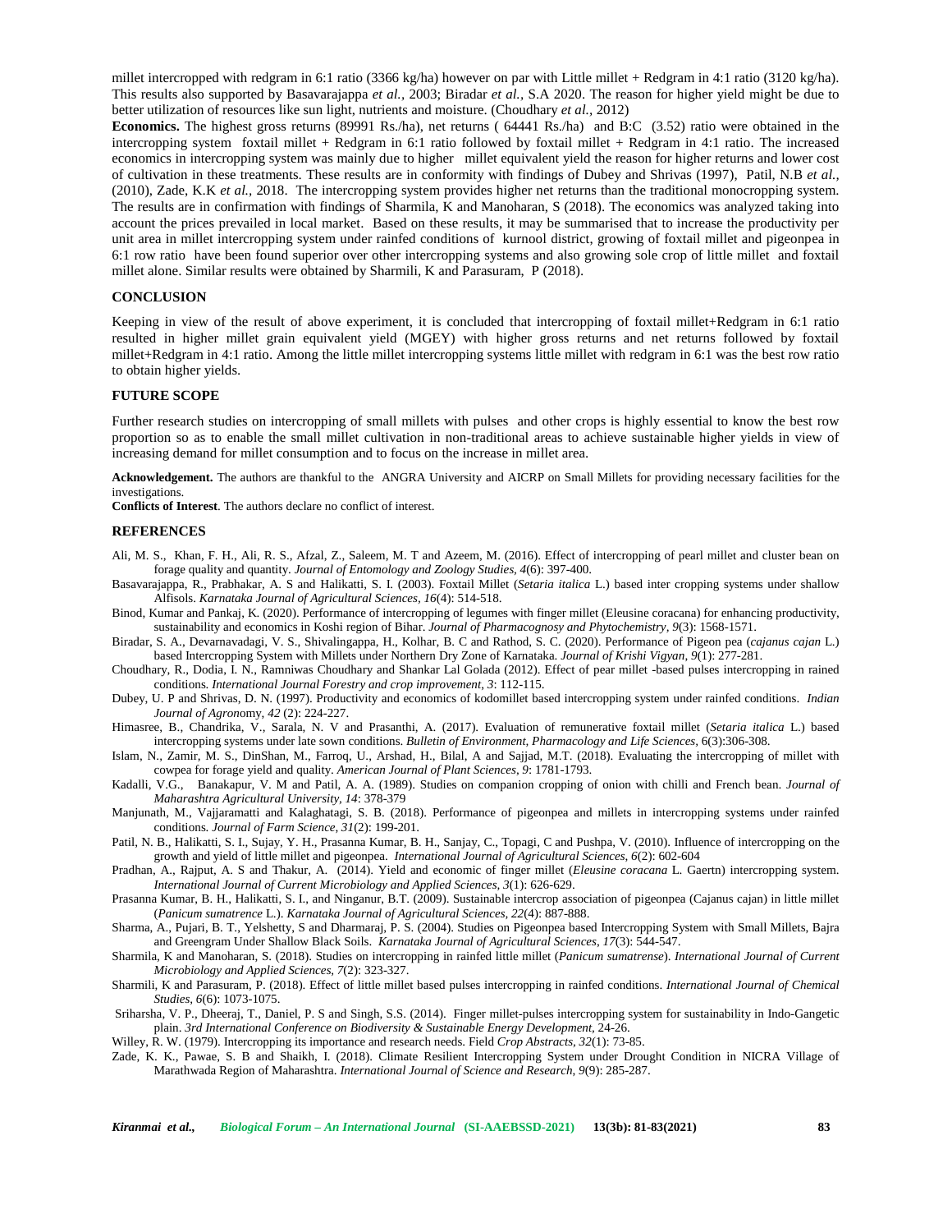millet intercropped with redgram in 6:1 ratio (3366 kg/ha) however on par with Little millet + Redgram in 4:1 ratio (3120 kg/ha). This results also supported by Basavarajappa *et al.,* 2003; Biradar *et al.,* S.A 2020. The reason for higher yield might be due to better utilization of resources like sun light, nutrients and moisture. (Choudhary *et al.,* 2012)

**Economics.** The highest gross returns (89991 Rs./ha), net returns ( 64441 Rs./ha) and B:C (3.52) ratio were obtained in the intercropping system foxtail millet + Redgram in 6:1 ratio followed by foxtail millet + Redgram in 4:1 ratio. The increased economics in intercropping system was mainly due to higher millet equivalent yield the reason for higher returns and lower cost of cultivation in these treatments. These results are in conformity with findings of Dubey and Shrivas (1997), Patil, N.B *et al.,* (2010), Zade, K.K *et al.,* 2018. The intercropping system provides higher net returns than the traditional monocropping system. The results are in confirmation with findings of Sharmila, K and Manoharan, S (2018). The economics was analyzed taking into account the prices prevailed in local market. Based on these results, it may be summarised that to increase the productivity per unit area in millet intercropping system under rainfed conditions of kurnool district, growing of foxtail millet and pigeonpea in 6:1 row ratio have been found superior over other intercropping systems and also growing sole crop of little millet and foxtail millet alone. Similar results were obtained by Sharmili, K and Parasuram, P (2018).

## CONCLUSION

Keeping in view of the result of above experiment, it is concluded that intercropping of foxtail millet+Redgram in 6:1 ratio resulted in higher millet grain equivalent yield (MGEY) with higher gross returns and net returns followed by foxtail millet+Redgram in 4:1 ratio. Among the little millet intercropping systems little millet with redgram in 6:1 was the best row ratio to obtain higher yields.

## FUTURE SCOPE

Further research studies on intercropping of small millets with pulses and other crops is highly essential to know the best row proportion so as to enable the small millet cultivation in non-traditional areas to achieve sustainable higher yields in view of increasing demand for millet consumption and to focus on the increase in millet area.

**Acknowledgement.** The authors are thankful to the ANGRA University and AICRP on Small Millets for providing necessary facilities for the investigations.

**Conflicts of Interest**. The authors declare no conflict of interest.

## REFERENCES

Ali, M. S., Khan, F. H., Ali, R. S., Afzal, Z., Saleem, M. T and Azeem, M. (2016). Effect of intercropping of pearl millet and cluster bean on forage quality and quantity. *Journal of Entomology and Zoology Studies, 4*(6): 397-400.

Basavarajappa, R., Prabhakar, A. S and Halikatti, S. I. (2003). Foxtail Millet (*Setaria italica* L.) based inter cropping systems under shallow Alfisols. *Karnataka Journal of Agricultural Sciences, 16*(4): 514-518.

Binod, Kumar and Pankaj, K. (2020). Performance of intercropping of legumes with finger millet (Eleusine coracana) for enhancing productivity, sustainability and economics in Koshi region of Bihar. *Journal of Pharmacognosy and Phytochemistry, 9*(3): 1568-1571.

Biradar, S. A., Devarnavadagi, V. S., Shivalingappa, H., Kolhar, B. C and Rathod, S. C. (2020). Performance of Pigeon pea (*cajanus cajan* L.) based Intercropping System with Millets under Northern Dry Zone of Karnataka. *Journal of Krishi Vigyan, 9*(1): 277-281.

Choudhary, R., Dodia, I. N., Ramniwas Choudhary and Shankar Lal Golada (2012). Effect of pear millet -based pulses intercropping in rained conditions. *International Journal Forestry and crop improvement, 3*: 112-115.

Dubey, U. P and Shrivas, D. N. (1997). Productivity and economics of kodomillet based intercropping system under rainfed conditions. *Indian Journal of Agronomy, 42* (2): 224-227.

Himasree, B., Chandrika, V., Sarala, N. V and Prasanthi, A. (2017). Evaluation of remunerative foxtail millet (*Setaria italica* L.) based intercropping systems under late sown conditions. *Bulletin of Environment, Pharmacology and Life Sciences*, 6(3):306-308.

Islam, N., Zamir, M. S., DinShan, M., Farroq, U., Arshad, H., Bilal, A and Sajjad, M.T. (2018). Evaluating the intercropping of millet with cowpea for forage yield and quality. *American Journal of Plant Sciences, 9*: 1781-1793.

Kadalli, V.G., Banakapur, V. M and Patil, A. A. (1989). Studies on companion cropping of onion with chilli and French bean. *Journal of Maharashtra Agricultural University, 14*: 378-379

Manjunath, M., Vajjaramatti and Kalaghatagi, S. B. (2018). Performance of pigeonpea and millets in intercropping systems under rainfed conditions. *Journal of Farm Science, 31*(2): 199-201.

Patil, N. B., Halikatti, S. I., Sujay, Y. H., Prasanna Kumar, B. H., Sanjay, C., Topagi, C and Pushpa, V. (2010). Influence of intercropping on the growth and yield of little millet and pigeonpea. *International Journal of Agricultural Sciences, 6*(2): 602-604

Pradhan, A., Rajput, A. S and Thakur, A. (2014). Yield and economic of finger millet (*Eleusine coracana* L. Gaertn) intercropping system. *International Journal of Current Microbiology and Applied Sciences, 3*(1): 626-629.

Prasanna Kumar, B. H., Halikatti, S. I., and Ninganur, B.T. (2009). Sustainable intercrop association of pigeonpea (Cajanus cajan) in little millet (*Panicum sumatrence* L.). *Karnataka Journal of Agricultural Sciences, 22*(4): 887-888.

Sharma, A., Pujari, B. T., Yelshetty, S and Dharmaraj, P. S. (2004). Studies on Pigeonpea based Intercropping System with Small Millets, Bajra and Greengram Under Shallow Black Soils. *Karnataka Journal of Agricultural Sciences, 17*(3): 544-547.

Sharmila, K and Manoharan, S. (2018). Studies on intercropping in rainfed little millet (*Panicum sumatrense*). *International Journal of Current Microbiology and Applied Sciences, 7*(2): 323-327.

Sharmili, K and Parasuram, P. (2018). Effect of little millet based pulses intercropping in rainfed conditions. *International Journal of Chemical Studies, 6*(6): 1073-1075.

Sriharsha, V. P., Dheeraj, T., Daniel, P. S and Singh, S.S. (2014). Finger millet-pulses intercropping system for sustainability in Indo-Gangetic plain. *3rd International Conference on Biodiversity & Sustainable Energy Development*, 24-26.

Willey, R. W. (1979). Intercropping its importance and research needs. Field *Crop Abstracts, 32*(1): 73-85.

Zade, K. K., Pawae, S. B and Shaikh, I. (2018). Climate Resilient Intercropping System under Drought Condition in NICRA Village of Marathwada Region of Maharashtra. *International Journal of Science and Research, 9*(9): 285-287.